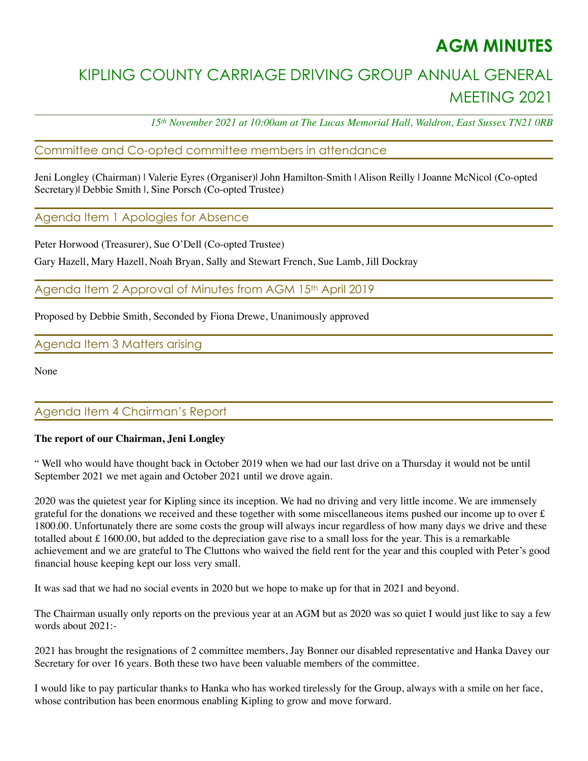# AGM MINUTES

## KIPLING COUNTY CARRIAGE DRIVING GROUP ANNUAL GENERAL MEETING 2021

*15th November 2021 at 10:00am at The Lucas Memorial Hall, Waldron, East Sussex TN21 0RB*

### Committee and Co-opted committee members in attendance

Jeni Longley (Chairman) | Valerie Eyres (Organiser)| John Hamilton-Smith | Alison Reilly | Joanne McNicol (Co-opted Secretary)| Debbie Smith |, Sine Porsch (Co-opted Trustee)

### Agenda Item 1 Apologies for Absence

Peter Horwood (Treasurer), Sue O'Dell (Co-opted Trustee)

Gary Hazell, Mary Hazell, Noah Bryan, Sally and Stewart French, Sue Lamb, Jill Dockray

### Agenda Item 2 Approval of Minutes from AGM 15th April 2019

Proposed by Debbie Smith, Seconded by Fiona Drewe, Unanimously approved

### Agenda Item 3 Matters arising

None

### Agenda Item 4 Chairman's Report

**The report of our Chairman, Jeni Longley**

" Well who would have thought back in October 2019 when we had our last drive on a Thursday it would not be until September 2021 we met again and October 2021 until we drove again.

2020 was the quietest year for Kipling since its inception. We had no driving and very little income. We are immensely grateful for the donations we received and these together with some miscellaneous items pushed our income up to over £ 1800.00. Unfortunately there are some costs the group will always incur regardless of how many days we drive and these totalled about £ 1600.00, but added to the depreciation gave rise to a small loss for the year. This is a remarkable achievement and we are grateful to The Cluttons who waived the field rent for the year and this coupled with Peter's good financial house keeping kept our loss very small.

It was sad that we had no social events in 2020 but we hope to make up for that in 2021 and beyond.

The Chairman usually only reports on the previous year at an AGM but as 2020 was so quiet I would just like to say a few words about 2021:-

2021 has brought the resignations of 2 committee members, Jay Bonner our disabled representative and Hanka Davey our Secretary for over 16 years. Both these two have been valuable members of the committee.

I would like to pay particular thanks to Hanka who has worked tirelessly for the Group, always with a smile on her face, whose contribution has been enormous enabling Kipling to grow and move forward.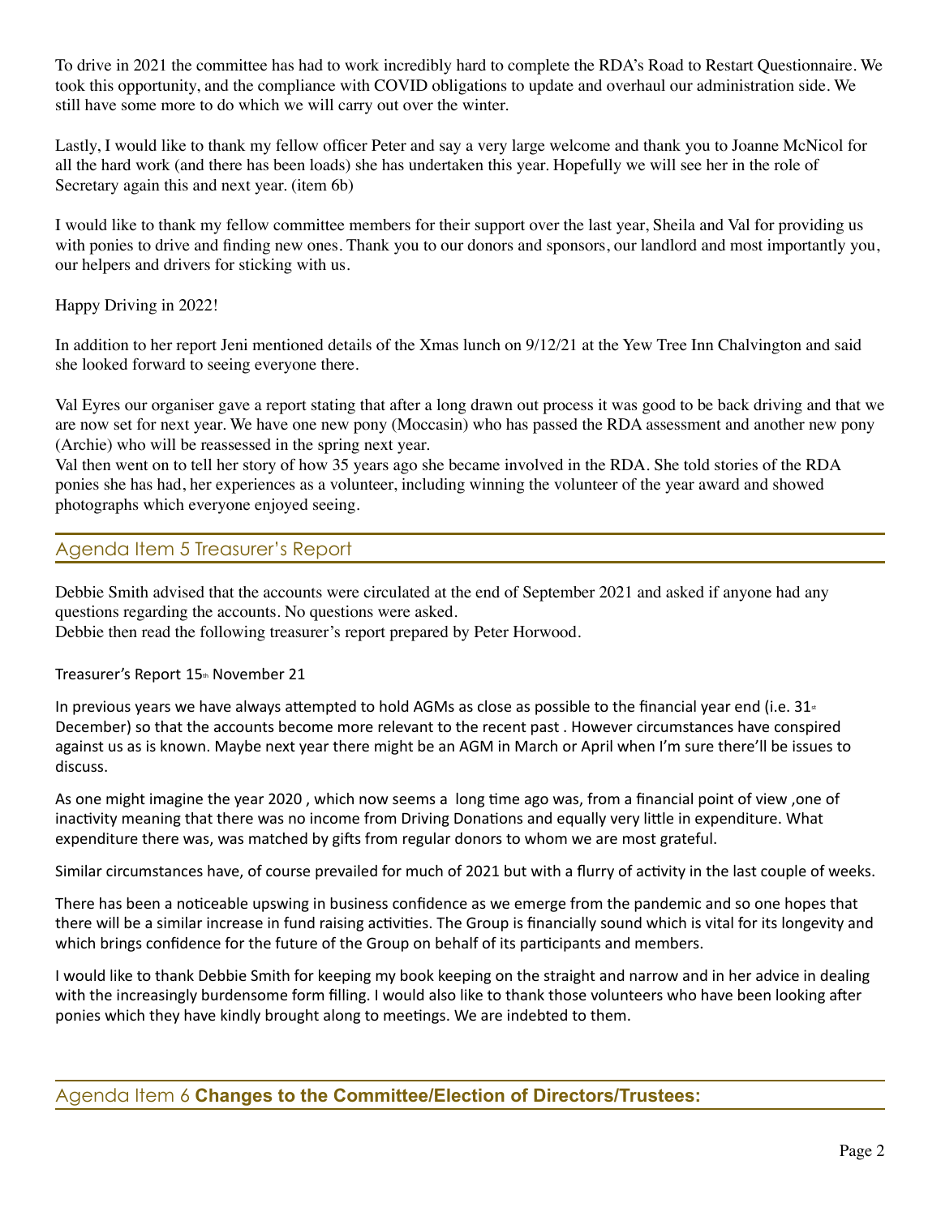To drive in 2021 the committee has had to work incredibly hard to complete the RDA's Road to Restart Questionnaire. We took this opportunity, and the compliance with COVID obligations to update and overhaul our administration side. We still have some more to do which we will carry out over the winter.

Lastly, I would like to thank my fellow officer Peter and say a very large welcome and thank you to Joanne McNicol for all the hard work (and there has been loads) she has undertaken this year. Hopefully we will see her in the role of Secretary again this and next year. (item 6b)

I would like to thank my fellow committee members for their support over the last year, Sheila and Val for providing us with ponies to drive and finding new ones. Thank you to our donors and sponsors, our landlord and most importantly you, our helpers and drivers for sticking with us.

Happy Driving in 2022!

In addition to her report Jeni mentioned details of the Xmas lunch on 9/12/21 at the Yew Tree Inn Chalvington and said she looked forward to seeing everyone there.

Val Eyres our organiser gave a report stating that after a long drawn out process it was good to be back driving and that we are now set for next year. We have one new pony (Moccasin) who has passed the RDA assessment and another new pony (Archie) who will be reassessed in the spring next year.
Val then went on to tell her story of how 35 years ago she became involved in the RDA. She told stories of the RDA ponies she has had, her experiences as a volunteer, including winning the volunteer of the year award and showed photographs which everyone enjoyed seeing.

## Agenda Item 5 Treasurer's Report

Debbie Smith advised that the accounts were circulated at the end of September 2021 and asked if anyone had any questions regarding the accounts. No questions were asked.
Debbie then read the following treasurer's report prepared by Peter Horwood.

Treasurer's Report 15th November 21

In previous years we have always attempted to hold AGMs as close as possible to the financial year end (i.e. 31st December) so that the accounts become more relevant to the recent past . However circumstances have conspired against us as is known. Maybe next year there might be an AGM in March or April when I'm sure there'll be issues to discuss.

As one might imagine the year 2020 , which now seems a long time ago was, from a financial point of view ,one of inactivity meaning that there was no income from Driving Donations and equally very little in expenditure. What expenditure there was, was matched by gifts from regular donors to whom we are most grateful.

Similar circumstances have, of course prevailed for much of 2021 but with a flurry of activity in the last couple of weeks.

There has been a noticeable upswing in business confidence as we emerge from the pandemic and so one hopes that there will be a similar increase in fund raising activities. The Group is financially sound which is vital for its longevity and which brings confidence for the future of the Group on behalf of its participants and members.

I would like to thank Debbie Smith for keeping my book keeping on the straight and narrow and in her advice in dealing with the increasingly burdensome form filling. I would also like to thank those volunteers who have been looking after ponies which they have kindly brought along to meetings. We are indebted to them.

## Agenda Item 6 **Changes to the Committee/Election of Directors/Trustees:**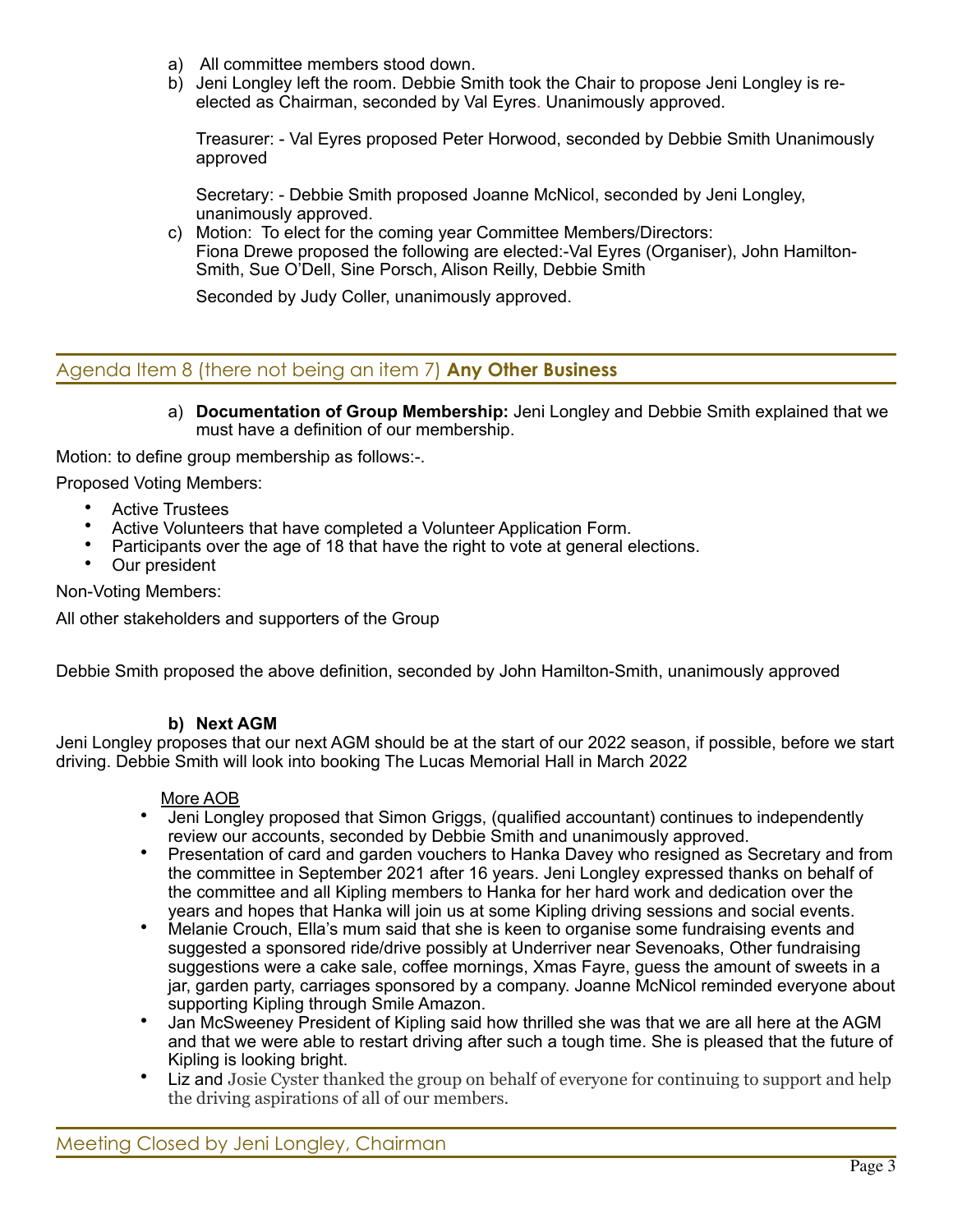a) All committee members stood down.
b) Jeni Longley left the room. Debbie Smith took the Chair to propose Jeni Longley is re-elected as Chairman, seconded by Val Eyres. Unanimously approved.

   Treasurer: - Val Eyres proposed Peter Horwood, seconded by Debbie Smith Unanimously approved

   Secretary: - Debbie Smith proposed Joanne McNicol, seconded by Jeni Longley, unanimously approved.
c) Motion: To elect for the coming year Committee Members/Directors:
   Fiona Drewe proposed the following are elected:-Val Eyres (Organiser), John Hamilton-Smith, Sue O'Dell, Sine Porsch, Alison Reilly, Debbie Smith

   Seconded by Judy Coller, unanimously approved.

## Agenda Item 8 (there not being an item 7) **Any Other Business**

a) **Documentation of Group Membership:** Jeni Longley and Debbie Smith explained that we must have a definition of our membership.

Motion: to define group membership as follows:-.

Proposed Voting Members:

- Active Trustees
- Active Volunteers that have completed a Volunteer Application Form.
- Participants over the age of 18 that have the right to vote at general elections.
- Our president

Non-Voting Members:

All other stakeholders and supporters of the Group

Debbie Smith proposed the above definition, seconded by John Hamilton-Smith, unanimously approved

**b) Next AGM**

Jeni Longley proposes that our next AGM should be at the start of our 2022 season, if possible, before we start driving. Debbie Smith will look into booking The Lucas Memorial Hall in March 2022

More AOB

- Jeni Longley proposed that Simon Griggs, (qualified accountant) continues to independently review our accounts, seconded by Debbie Smith and unanimously approved.
- Presentation of card and garden vouchers to Hanka Davey who resigned as Secretary and from the committee in September 2021 after 16 years. Jeni Longley expressed thanks on behalf of the committee and all Kipling members to Hanka for her hard work and dedication over the years and hopes that Hanka will join us at some Kipling driving sessions and social events.
- Melanie Crouch, Ella's mum said that she is keen to organise some fundraising events and suggested a sponsored ride/drive possibly at Underriver near Sevenoaks, Other fundraising suggestions were a cake sale, coffee mornings, Xmas Fayre, guess the amount of sweets in a jar, garden party, carriages sponsored by a company. Joanne McNicol reminded everyone about supporting Kipling through Smile Amazon.
- Jan McSweeney President of Kipling said how thrilled she was that we are all here at the AGM and that we were able to restart driving after such a tough time. She is pleased that the future of Kipling is looking bright.
- Liz and Josie Cyster thanked the group on behalf of everyone for continuing to support and help the driving aspirations of all of our members.

## Meeting Closed by Jeni Longley, Chairman